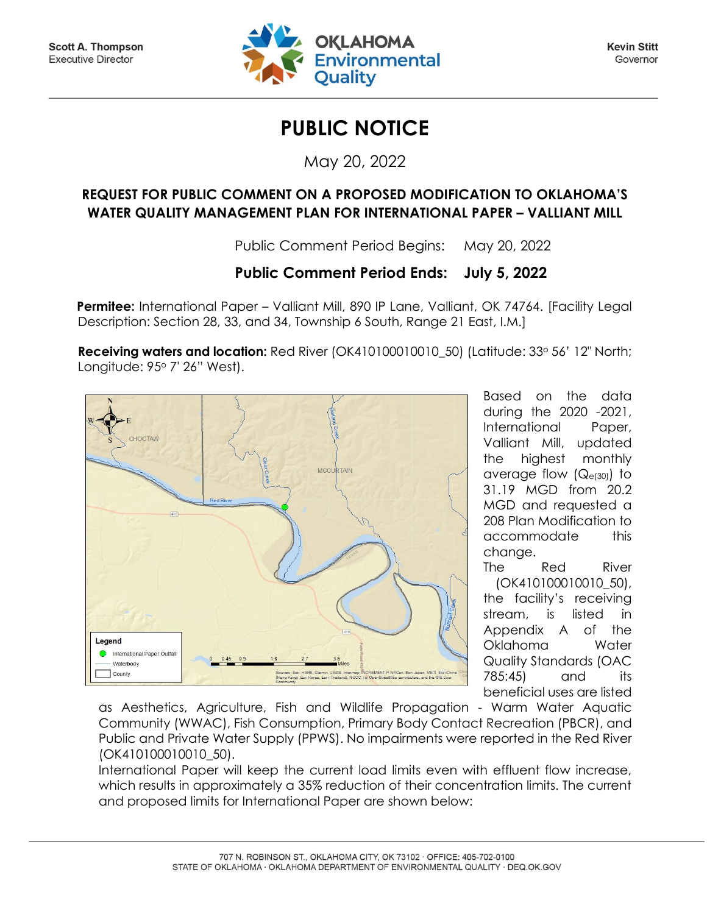Scott A. Thompson
Executive Director

OKLAHOMA Environmental Quality

Kevin Stitt
Governor

# PUBLIC NOTICE

May 20, 2022

## REQUEST FOR PUBLIC COMMENT ON A PROPOSED MODIFICATION TO OKLAHOMA'S WATER QUALITY MANAGEMENT PLAN FOR INTERNATIONAL PAPER – VALLIANT MILL

Public Comment Period Begins: May 20, 2022

**Public Comment Period Ends: July 5, 2022**

**Permitee:** International Paper – Valliant Mill, 890 IP Lane, Valliant, OK 74764. [Facility Legal Description: Section 28, 33, and 34, Township 6 South, Range 21 East, I.M.]

**Receiving waters and location:** Red River (OK410100010010_50) (Latitude: 33° 56' 12" North; Longitude: 95° 7' 26" West).

Based on the data during the 2020 -2021, International Paper, Valliant Mill, updated the highest monthly average flow ($Q_{e(30)}$) to 31.19 MGD from 20.2 MGD and requested a 208 Plan Modification to accommodate this change.

The Red River (OK410100010010_50), the facility's receiving stream, is listed in Appendix A of the Oklahoma Water Quality Standards (OAC 785:45) and its beneficial uses are listed as Aesthetics, Agriculture, Fish and Wildlife Propagation - Warm Water Aquatic Community (WWAC), Fish Consumption, Primary Body Contact Recreation (PBCR), and Public and Private Water Supply (PPWS). No impairments were reported in the Red River (OK410100010010_50).

International Paper will keep the current load limits even with effluent flow increase, which results in approximately a 35% reduction of their concentration limits. The current and proposed limits for International Paper are shown below: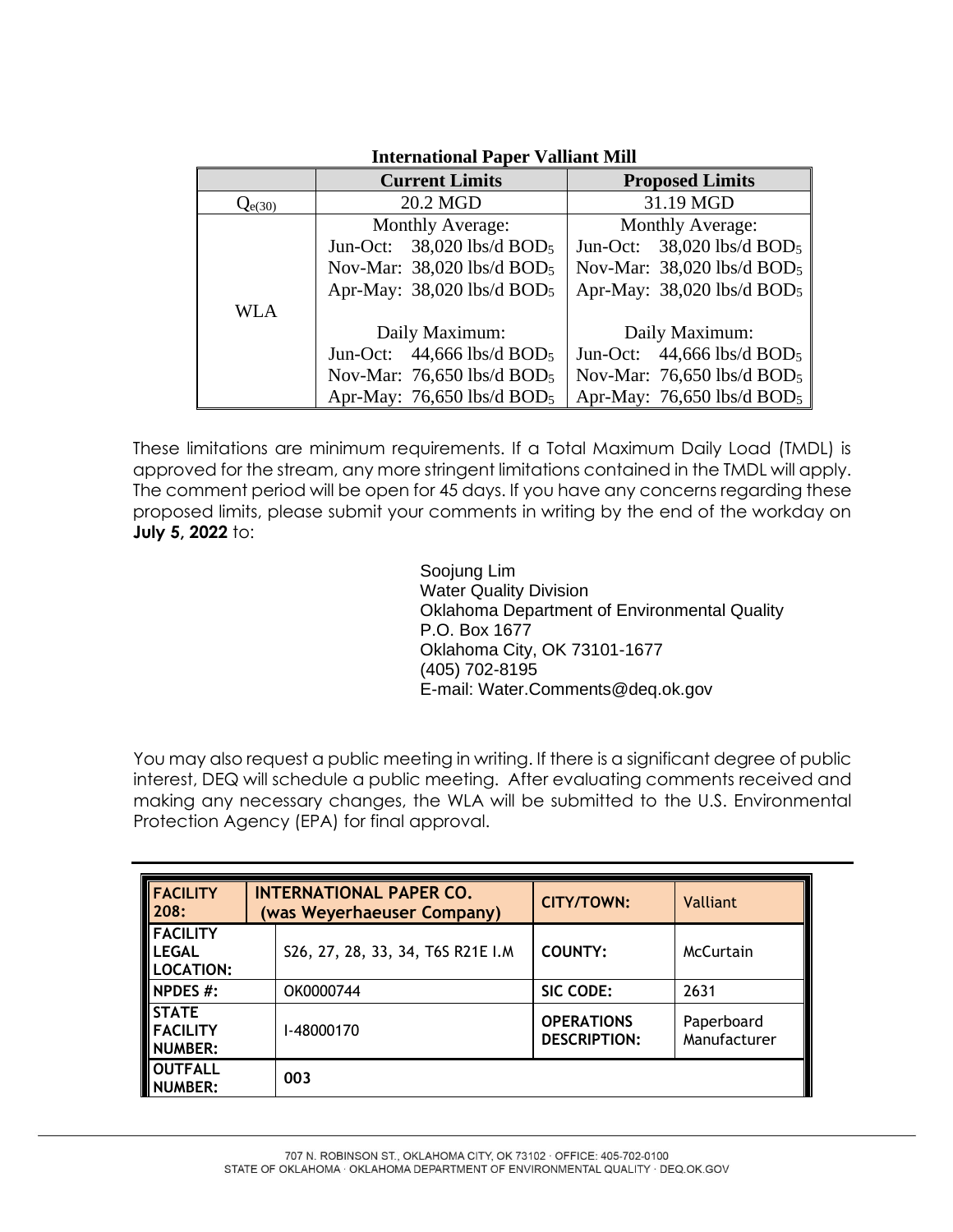**International Paper Valliant Mill**

| | Current Limits | Proposed Limits |
|---|---|---|
| $Q_{e(30)}$ | 20.2 MGD | 31.19 MGD |
| WLA | Monthly Average:<br>Jun-Oct: 38,020 lbs/d $BOD_5$<br>Nov-Mar: 38,020 lbs/d $BOD_5$<br>Apr-May: 38,020 lbs/d $BOD_5$<br><br>Daily Maximum:<br>Jun-Oct: 44,666 lbs/d $BOD_5$<br>Nov-Mar: 76,650 lbs/d $BOD_5$<br>Apr-May: 76,650 lbs/d $BOD_5$ | Monthly Average:<br>Jun-Oct: 38,020 lbs/d $BOD_5$<br>Nov-Mar: 38,020 lbs/d $BOD_5$<br>Apr-May: 38,020 lbs/d $BOD_5$<br><br>Daily Maximum:<br>Jun-Oct: 44,666 lbs/d $BOD_5$<br>Nov-Mar: 76,650 lbs/d $BOD_5$<br>Apr-May: 76,650 lbs/d $BOD_5$ |

These limitations are minimum requirements. If a Total Maximum Daily Load (TMDL) is approved for the stream, any more stringent limitations contained in the TMDL will apply. The comment period will be open for 45 days. If you have any concerns regarding these proposed limits, please submit your comments in writing by the end of the workday on **July 5, 2022** to:

Soojung Lim
Water Quality Division
Oklahoma Department of Environmental Quality
P.O. Box 1677
Oklahoma City, OK 73101-1677
(405) 702-8195
E-mail: Water.Comments@deq.ok.gov

You may also request a public meeting in writing. If there is a significant degree of public interest, DEQ will schedule a public meeting. After evaluating comments received and making any necessary changes, the WLA will be submitted to the U.S. Environmental Protection Agency (EPA) for final approval.

| **FACILITY 208:** | **INTERNATIONAL PAPER CO. (was Weyerhaeuser Company)** | **CITY/TOWN:** | Valliant |
|---|---|---|---|
| **FACILITY LEGAL LOCATION:** | S26, 27, 28, 33, 34, T6S R21E I.M | **COUNTY:** | McCurtain |
| **NPDES #:** | OK0000744 | **SIC CODE:** | 2631 |
| **STATE FACILITY NUMBER:** | I-48000170 | **OPERATIONS DESCRIPTION:** | Paperboard Manufacturer |
| **OUTFALL NUMBER:** | **003** | | |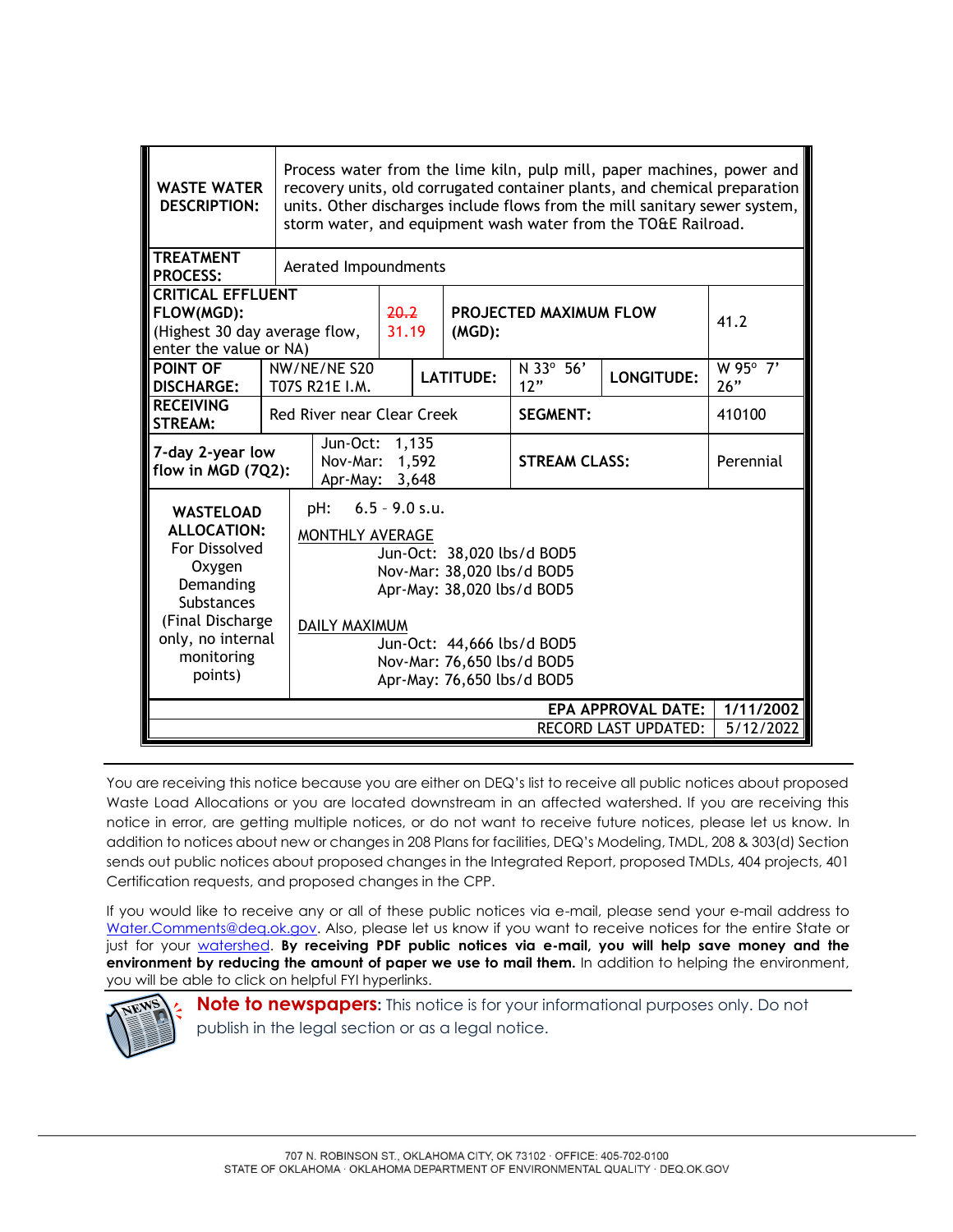| | | | | | |
|---|---|---|---|---|---|
| **WASTE WATER DESCRIPTION:** | Process water from the lime kiln, pulp mill, paper machines, power and recovery units, old corrugated container plants, and chemical preparation units. Other discharges include flows from the mill sanitary sewer system, storm water, and equipment wash water from the TO&E Railroad. | | | | |
| **TREATMENT PROCESS:** | Aerated Impoundments | | | | |
| **CRITICAL EFFLUENT FLOW(MGD):** (Highest 30 day average flow, enter the value or NA) | ~~20.2~~ 31.19 | **PROJECTED MAXIMUM FLOW (MGD):** | | | 41.2 |
| **POINT OF DISCHARGE:** | NW/NE/NE S20 T07S R21E I.M. | **LATITUDE:** | N 33° 56' 12" | **LONGITUDE:** | W 95° 7' 26" |
| **RECEIVING STREAM:** | Red River near Clear Creek | | **SEGMENT:** | | 410100 |
| **7-day 2-year low flow in MGD (7Q2):** | Jun-Oct: 1,135<br>Nov-Mar: 1,592<br>Apr-May: 3,648 | | **STREAM CLASS:** | | Perennial |
| **WASTELOAD ALLOCATION:** For Dissolved Oxygen Demanding Substances (Final Discharge only, no internal monitoring points) | pH: 6.5 - 9.0 s.u.<br><br>MONTHLY AVERAGE<br>Jun-Oct: 38,020 lbs/d BOD5<br>Nov-Mar: 38,020 lbs/d BOD5<br>Apr-May: 38,020 lbs/d BOD5<br><br>DAILY MAXIMUM<br>Jun-Oct: 44,666 lbs/d BOD5<br>Nov-Mar: 76,650 lbs/d BOD5<br>Apr-May: 76,650 lbs/d BOD5 | | | | |
| | | | | **EPA APPROVAL DATE:** | **1/11/2002** |
| | | | | RECORD LAST UPDATED: | 5/12/2022 |

You are receiving this notice because you are either on DEQ's list to receive all public notices about proposed Waste Load Allocations or you are located downstream in an affected watershed. If you are receiving this notice in error, are getting multiple notices, or do not want to receive future notices, please let us know. In addition to notices about new or changes in 208 Plans for facilities, DEQ's Modeling, TMDL, 208 & 303(d) Section sends out public notices about proposed changes in the Integrated Report, proposed TMDLs, 404 projects, 401 Certification requests, and proposed changes in the CPP.

If you would like to receive any or all of these public notices via e-mail, please send your e-mail address to Water.Comments@deq.ok.gov. Also, please let us know if you want to receive notices for the entire State or just for your watershed. **By receiving PDF public notices via e-mail, you will help save money and the environment by reducing the amount of paper we use to mail them.** In addition to helping the environment, you will be able to click on helpful FYI hyperlinks.

**Note to newspapers:** This notice is for your informational purposes only. Do not publish in the legal section or as a legal notice.

707 N. ROBINSON ST., OKLAHOMA CITY, OK 73102 · OFFICE: 405-702-0100
STATE OF OKLAHOMA · OKLAHOMA DEPARTMENT OF ENVIRONMENTAL QUALITY · DEQ.OK.GOV